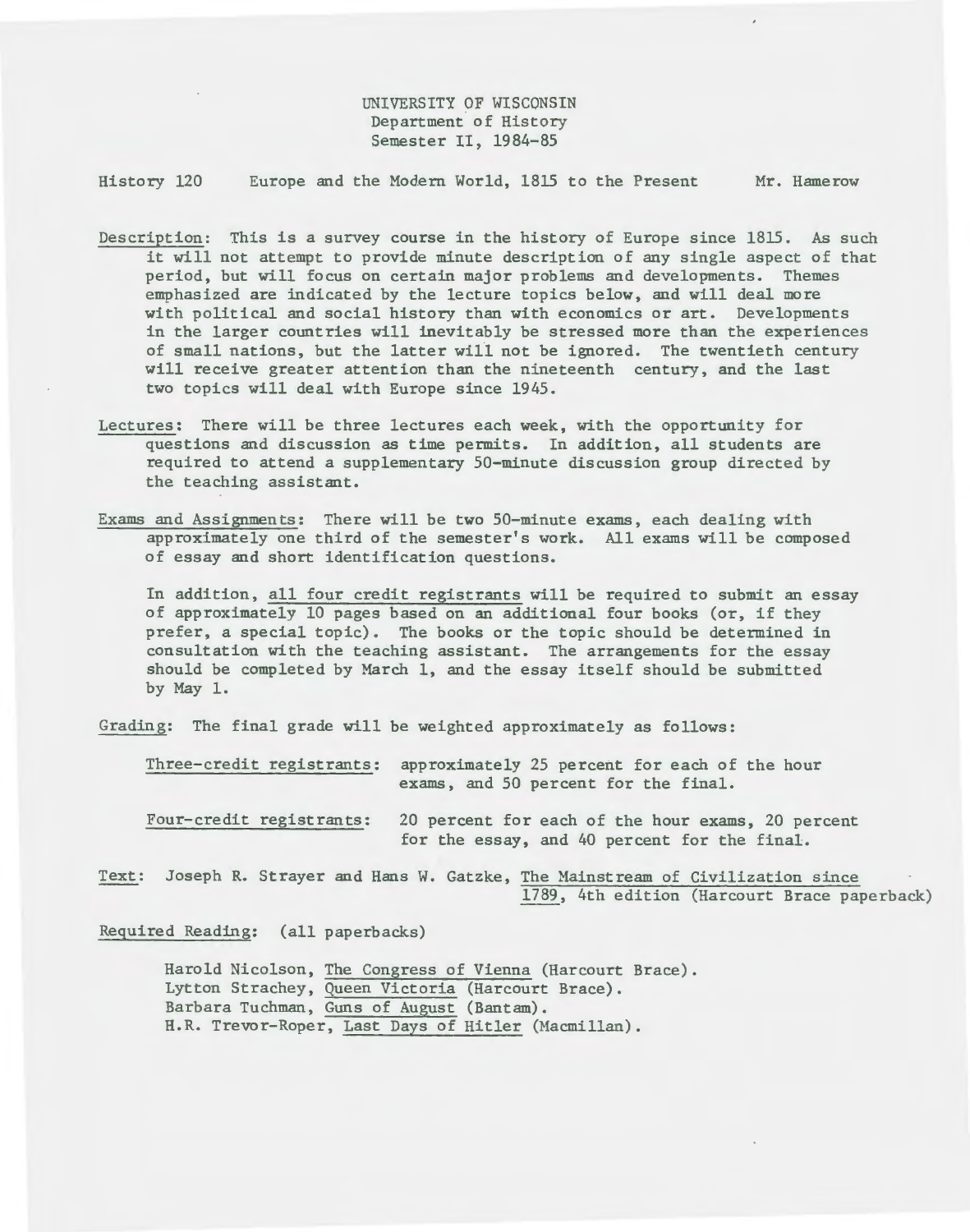UNIVERSITY OF WISCONSIN
Department of History
Semester II, 1984-85

History 120 Europe and the Modern World, 1815 to the Present Mr. Hamerow

Description: This is a survey course in the history of Europe since 1815. As such it will not attempt to provide minute description of any single aspect of that period, but will focus on certain major problems and developments. Themes emphasized are indicated by the lecture topics below, and will deal more with political and social history than with economics or art. Developments in the larger countries will inevitably be stressed more than the experiences of small nations, but the latter will not be ignored. The twentieth century will receive greater attention than the nineteenth century, and the last two topics will deal with Europe since 1945.

Lectures: There will be three lectures each week, with the opportunity for questions and discussion as time permits. In addition, all students are required to attend a supplementary 50-minute discussion group directed by the teaching assistant.

Exams and Assignments: There will be two 50-minute exams, each dealing with approximately one third of the semester's work. All exams will be composed of essay and short identification questions.

In addition, all four credit registrants will be required to submit an essay of approximately 10 pages based on an additional four books (or, if they prefer, a special topic). The books or the topic should be determined in consultation with the teaching assistant. The arrangements for the essay should be completed by March 1, and the essay itself should be submitted by May 1.

Grading: The final grade will be weighted approximately as follows:

Three-credit registrants: approximately 25 percent for each of the hour exams, and 50 percent for the final.

Four-credit registrants: 20 percent for each of the hour exams, 20 percent for the essay, and 40 percent for the final.

Text: Joseph R. Strayer and Hans W. Gatzke, The Mainstream of Civilization since 1789, 4th edition (Harcourt Brace paperback)

Required Reading: (all paperbacks)

Harold Nicolson, The Congress of Vienna (Harcourt Brace).
Lytton Strachey, Queen Victoria (Harcourt Brace).
Barbara Tuchman, Guns of August (Bantam).
H.R. Trevor-Roper, Last Days of Hitler (Macmillan).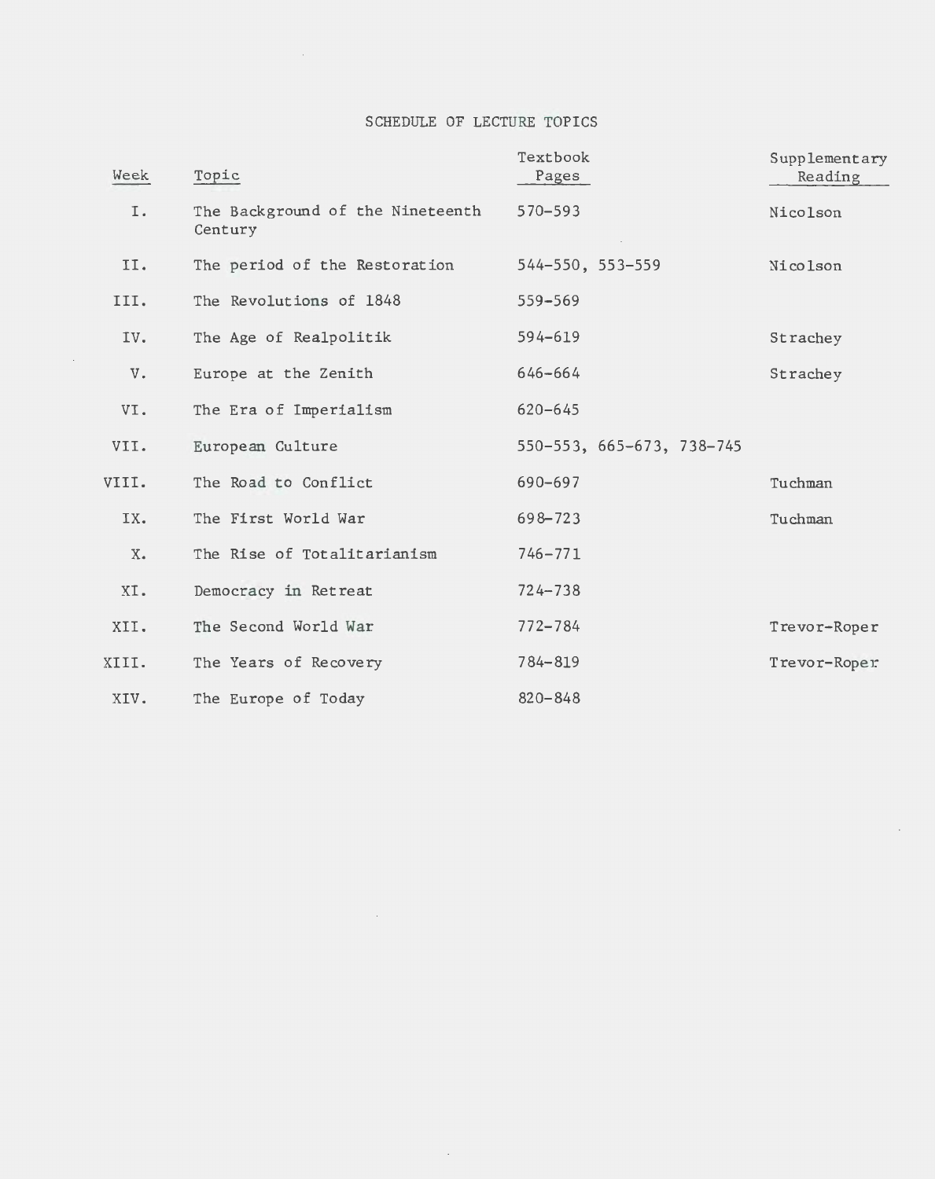## SCHEDULE OF LECTURE TOPICS

| Week | Topic | Textbook Pages | Supplementary Reading |
|---|---|---|---|
| I. | The Background of the Nineteenth Century | 570–593 | Nicolson |
| II. | The period of the Restoration | 544–550, 553–559 | Nicolson |
| III. | The Revolutions of 1848 | 559–569 | |
| IV. | The Age of Realpolitik | 594–619 | Strachey |
| V. | Europe at the Zenith | 646–664 | Strachey |
| VI. | The Era of Imperialism | 620–645 | |
| VII. | European Culture | 550–553, 665–673, 738–745 | |
| VIII. | The Road to Conflict | 690–697 | Tuchman |
| IX. | The First World War | 698–723 | Tuchman |
| X. | The Rise of Totalitarianism | 746–771 | |
| XI. | Democracy in Retreat | 724–738 | |
| XII. | The Second World War | 772–784 | Trevor-Roper |
| XIII. | The Years of Recovery | 784–819 | Trevor-Roper |
| XIV. | The Europe of Today | 820–848 | |